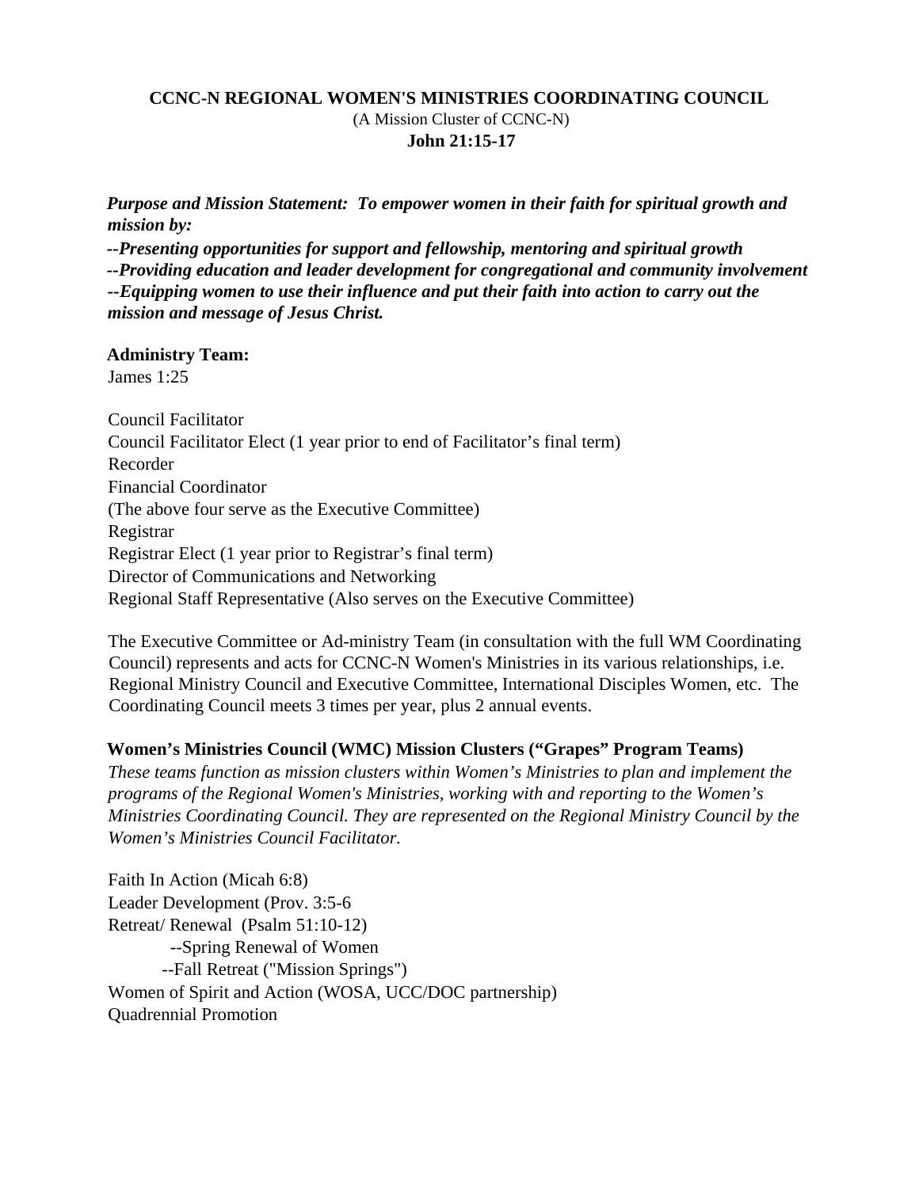**CCNC-N REGIONAL WOMEN'S MINISTRIES COORDINATING COUNCIL**

(A Mission Cluster of CCNC-N)

**John 21:15-17**

***Purpose and Mission Statement: To empower women in their faith for spiritual growth and mission by:***

***--Presenting opportunities for support and fellowship, mentoring and spiritual growth***

***--Providing education and leader development for congregational and community involvement***

***--Equipping women to use their influence and put their faith into action to carry out the mission and message of Jesus Christ.***

**Administry Team:**

James 1:25

Council Facilitator
Council Facilitator Elect (1 year prior to end of Facilitator's final term)
Recorder
Financial Coordinator
(The above four serve as the Executive Committee)
Registrar
Registrar Elect (1 year prior to Registrar's final term)
Director of Communications and Networking
Regional Staff Representative (Also serves on the Executive Committee)

The Executive Committee or Ad-ministry Team (in consultation with the full WM Coordinating Council) represents and acts for CCNC-N Women's Ministries in its various relationships, i.e. Regional Ministry Council and Executive Committee, International Disciples Women, etc. The Coordinating Council meets 3 times per year, plus 2 annual events.

**Women's Ministries Council (WMC) Mission Clusters ("Grapes" Program Teams)**

*These teams function as mission clusters within Women's Ministries to plan and implement the programs of the Regional Women's Ministries, working with and reporting to the Women's Ministries Coordinating Council. They are represented on the Regional Ministry Council by the Women's Ministries Council Facilitator.*

Faith In Action (Micah 6:8)
Leader Development (Prov. 3:5-6
Retreat/ Renewal (Psalm 51:10-12)
  --Spring Renewal of Women
  --Fall Retreat ("Mission Springs")
Women of Spirit and Action (WOSA, UCC/DOC partnership)
Quadrennial Promotion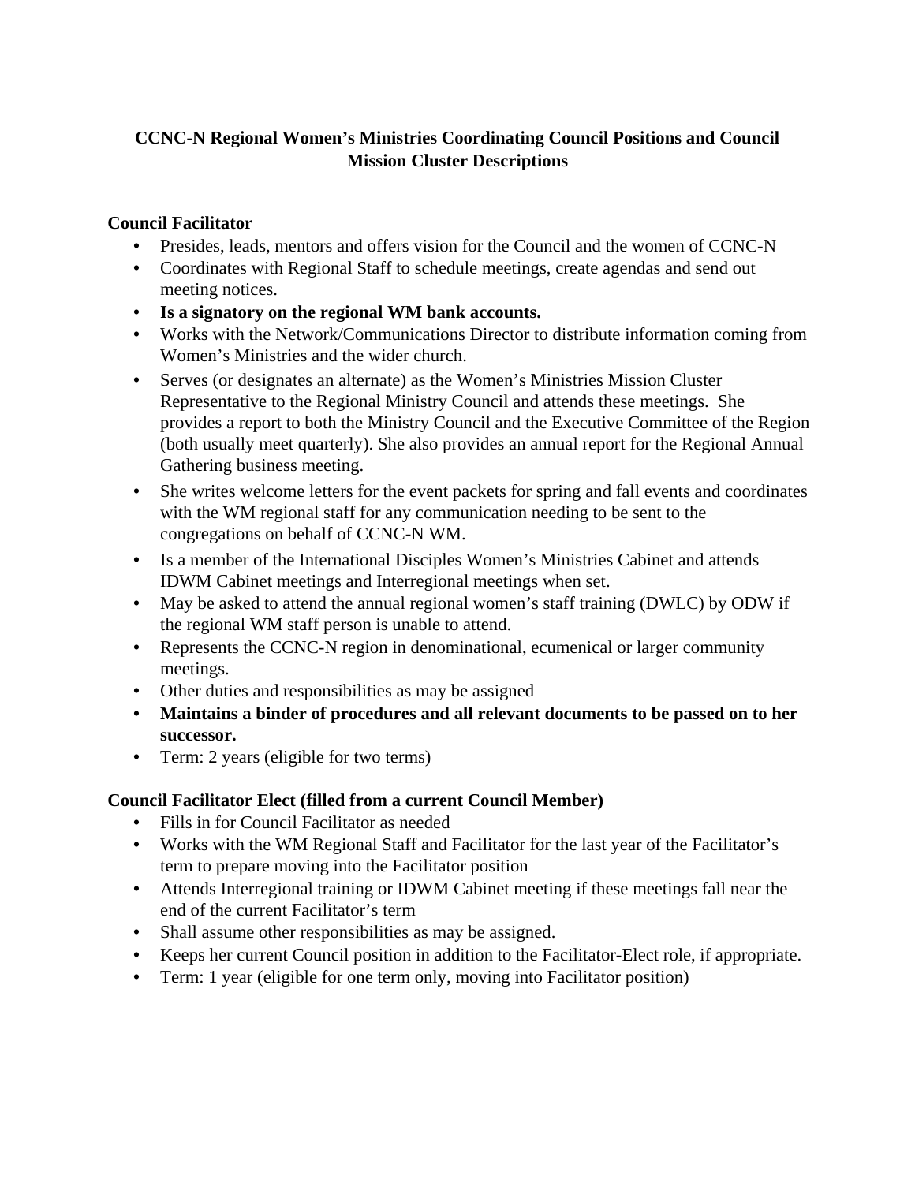# CCNC-N Regional Women's Ministries Coordinating Council Positions and Council Mission Cluster Descriptions

### Council Facilitator

- Presides, leads, mentors and offers vision for the Council and the women of CCNC-N
- Coordinates with Regional Staff to schedule meetings, create agendas and send out meeting notices.
- **Is a signatory on the regional WM bank accounts.**
- Works with the Network/Communications Director to distribute information coming from Women's Ministries and the wider church.
- Serves (or designates an alternate) as the Women's Ministries Mission Cluster Representative to the Regional Ministry Council and attends these meetings. She provides a report to both the Ministry Council and the Executive Committee of the Region (both usually meet quarterly). She also provides an annual report for the Regional Annual Gathering business meeting.
- She writes welcome letters for the event packets for spring and fall events and coordinates with the WM regional staff for any communication needing to be sent to the congregations on behalf of CCNC-N WM.
- Is a member of the International Disciples Women's Ministries Cabinet and attends IDWM Cabinet meetings and Interregional meetings when set.
- May be asked to attend the annual regional women's staff training (DWLC) by ODW if the regional WM staff person is unable to attend.
- Represents the CCNC-N region in denominational, ecumenical or larger community meetings.
- Other duties and responsibilities as may be assigned
- **Maintains a binder of procedures and all relevant documents to be passed on to her successor.**
- Term: 2 years (eligible for two terms)

### Council Facilitator Elect (filled from a current Council Member)

- Fills in for Council Facilitator as needed
- Works with the WM Regional Staff and Facilitator for the last year of the Facilitator's term to prepare moving into the Facilitator position
- Attends Interregional training or IDWM Cabinet meeting if these meetings fall near the end of the current Facilitator's term
- Shall assume other responsibilities as may be assigned.
- Keeps her current Council position in addition to the Facilitator-Elect role, if appropriate.
- Term: 1 year (eligible for one term only, moving into Facilitator position)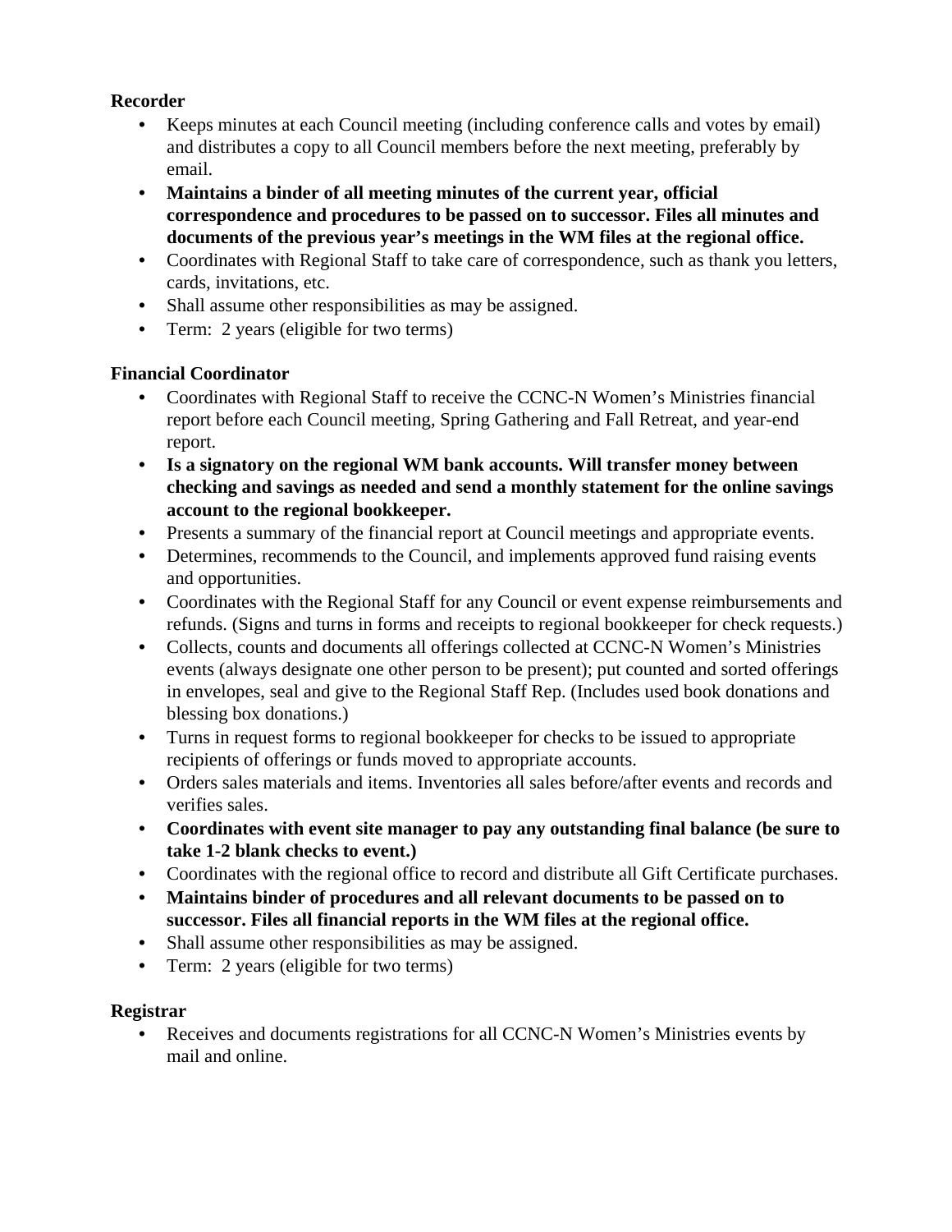**Recorder**

- Keeps minutes at each Council meeting (including conference calls and votes by email) and distributes a copy to all Council members before the next meeting, preferably by email.
- **Maintains a binder of all meeting minutes of the current year, official correspondence and procedures to be passed on to successor. Files all minutes and documents of the previous year's meetings in the WM files at the regional office.**
- Coordinates with Regional Staff to take care of correspondence, such as thank you letters, cards, invitations, etc.
- Shall assume other responsibilities as may be assigned.
- Term: 2 years (eligible for two terms)

**Financial Coordinator**

- Coordinates with Regional Staff to receive the CCNC-N Women's Ministries financial report before each Council meeting, Spring Gathering and Fall Retreat, and year-end report.
- **Is a signatory on the regional WM bank accounts. Will transfer money between checking and savings as needed and send a monthly statement for the online savings account to the regional bookkeeper.**
- Presents a summary of the financial report at Council meetings and appropriate events.
- Determines, recommends to the Council, and implements approved fund raising events and opportunities.
- Coordinates with the Regional Staff for any Council or event expense reimbursements and refunds. (Signs and turns in forms and receipts to regional bookkeeper for check requests.)
- Collects, counts and documents all offerings collected at CCNC-N Women's Ministries events (always designate one other person to be present); put counted and sorted offerings in envelopes, seal and give to the Regional Staff Rep. (Includes used book donations and blessing box donations.)
- Turns in request forms to regional bookkeeper for checks to be issued to appropriate recipients of offerings or funds moved to appropriate accounts.
- Orders sales materials and items. Inventories all sales before/after events and records and verifies sales.
- **Coordinates with event site manager to pay any outstanding final balance (be sure to take 1-2 blank checks to event.)**
- Coordinates with the regional office to record and distribute all Gift Certificate purchases.
- **Maintains binder of procedures and all relevant documents to be passed on to successor. Files all financial reports in the WM files at the regional office.**
- Shall assume other responsibilities as may be assigned.
- Term: 2 years (eligible for two terms)

**Registrar**

- Receives and documents registrations for all CCNC-N Women's Ministries events by mail and online.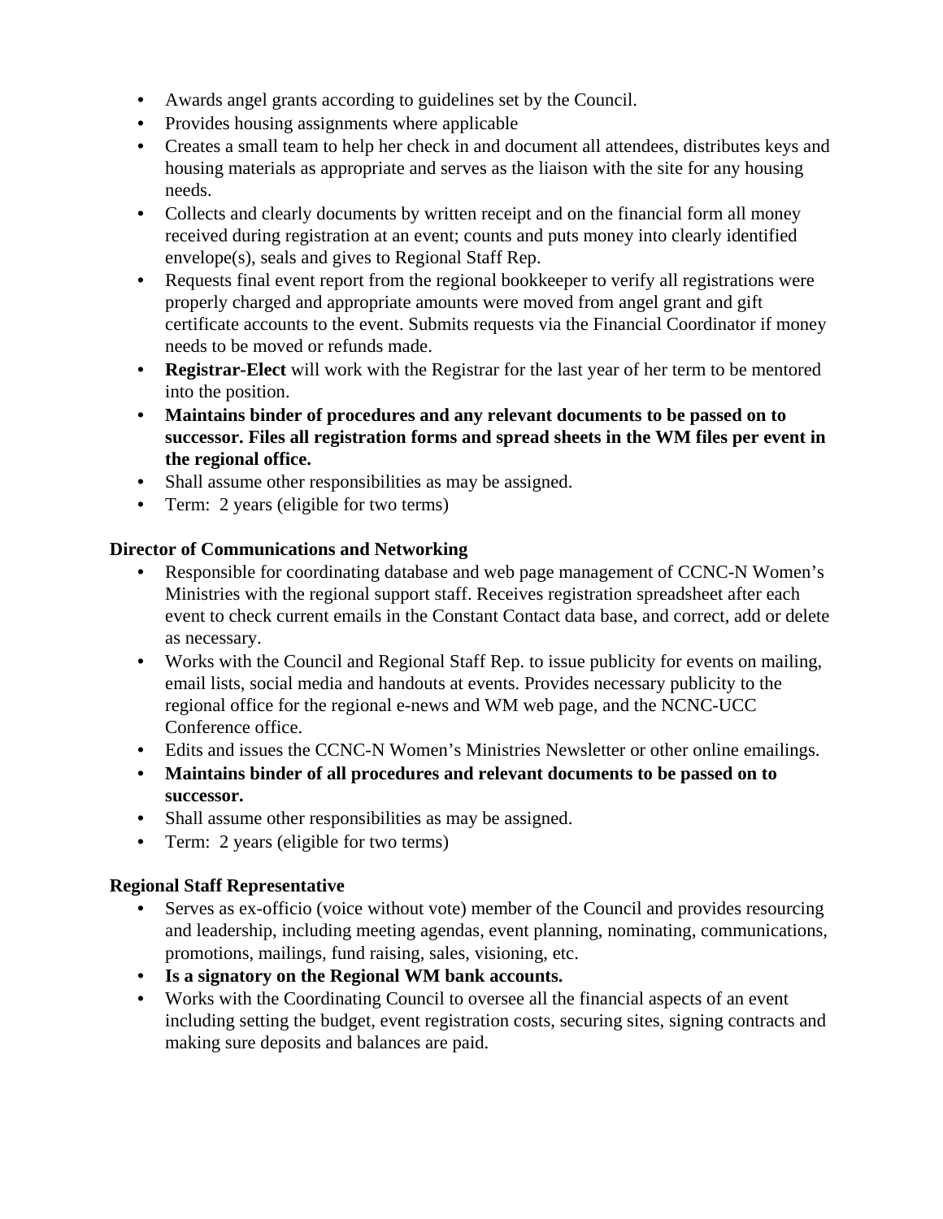- Awards angel grants according to guidelines set by the Council.
- Provides housing assignments where applicable
- Creates a small team to help her check in and document all attendees, distributes keys and housing materials as appropriate and serves as the liaison with the site for any housing needs.
- Collects and clearly documents by written receipt and on the financial form all money received during registration at an event; counts and puts money into clearly identified envelope(s), seals and gives to Regional Staff Rep.
- Requests final event report from the regional bookkeeper to verify all registrations were properly charged and appropriate amounts were moved from angel grant and gift certificate accounts to the event. Submits requests via the Financial Coordinator if money needs to be moved or refunds made.
- **Registrar-Elect** will work with the Registrar for the last year of her term to be mentored into the position.
- **Maintains binder of procedures and any relevant documents to be passed on to successor. Files all registration forms and spread sheets in the WM files per event in the regional office.**
- Shall assume other responsibilities as may be assigned.
- Term: 2 years (eligible for two terms)

**Director of Communications and Networking**

- Responsible for coordinating database and web page management of CCNC-N Women's Ministries with the regional support staff. Receives registration spreadsheet after each event to check current emails in the Constant Contact data base, and correct, add or delete as necessary.
- Works with the Council and Regional Staff Rep. to issue publicity for events on mailing, email lists, social media and handouts at events. Provides necessary publicity to the regional office for the regional e-news and WM web page, and the NCNC-UCC Conference office.
- Edits and issues the CCNC-N Women's Ministries Newsletter or other online emailings.
- **Maintains binder of all procedures and relevant documents to be passed on to successor.**
- Shall assume other responsibilities as may be assigned.
- Term: 2 years (eligible for two terms)

**Regional Staff Representative**

- Serves as ex-officio (voice without vote) member of the Council and provides resourcing and leadership, including meeting agendas, event planning, nominating, communications, promotions, mailings, fund raising, sales, visioning, etc.
- **Is a signatory on the Regional WM bank accounts.**
- Works with the Coordinating Council to oversee all the financial aspects of an event including setting the budget, event registration costs, securing sites, signing contracts and making sure deposits and balances are paid.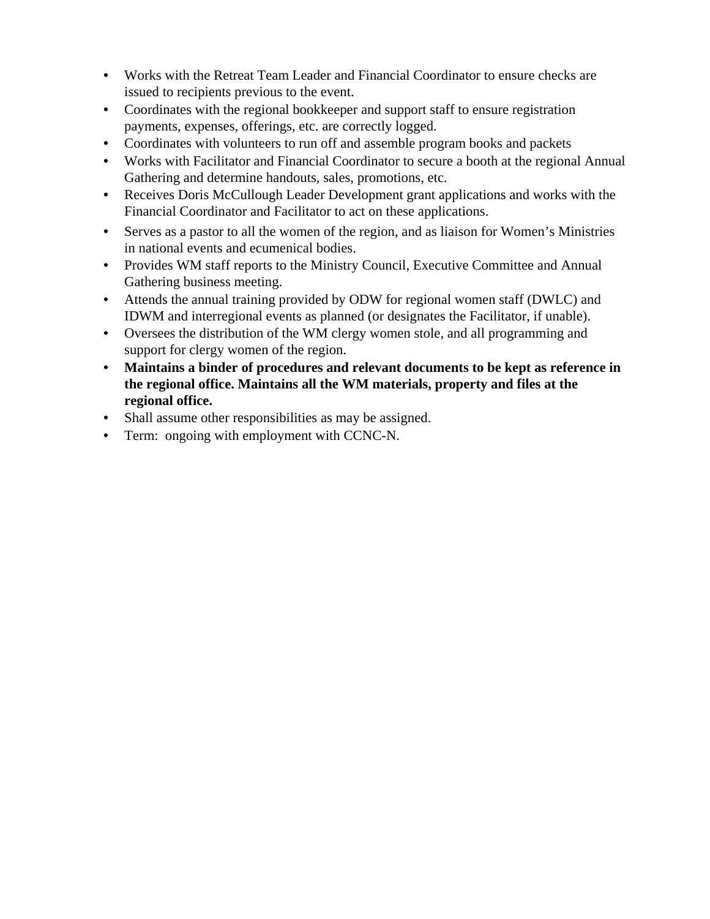- Works with the Retreat Team Leader and Financial Coordinator to ensure checks are issued to recipients previous to the event.
- Coordinates with the regional bookkeeper and support staff to ensure registration payments, expenses, offerings, etc. are correctly logged.
- Coordinates with volunteers to run off and assemble program books and packets
- Works with Facilitator and Financial Coordinator to secure a booth at the regional Annual Gathering and determine handouts, sales, promotions, etc.
- Receives Doris McCullough Leader Development grant applications and works with the Financial Coordinator and Facilitator to act on these applications.
- Serves as a pastor to all the women of the region, and as liaison for Women's Ministries in national events and ecumenical bodies.
- Provides WM staff reports to the Ministry Council, Executive Committee and Annual Gathering business meeting.
- Attends the annual training provided by ODW for regional women staff (DWLC) and IDWM and interregional events as planned (or designates the Facilitator, if unable).
- Oversees the distribution of the WM clergy women stole, and all programming and support for clergy women of the region.
- **Maintains a binder of procedures and relevant documents to be kept as reference in the regional office. Maintains all the WM materials, property and files at the regional office.**
- Shall assume other responsibilities as may be assigned.
- Term: ongoing with employment with CCNC-N.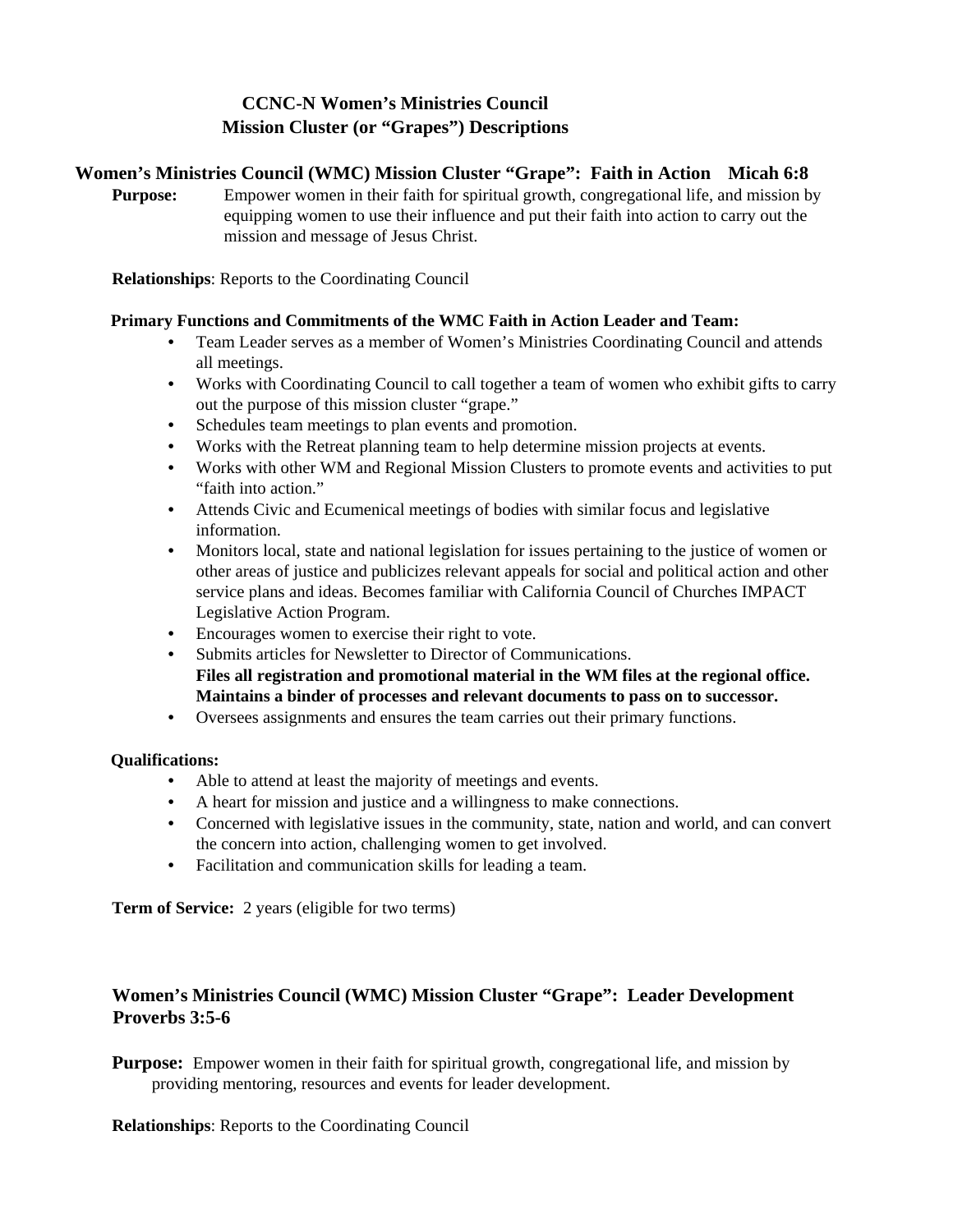# CCNC-N Women's Ministries Council
# Mission Cluster (or "Grapes") Descriptions

## Women's Ministries Council (WMC) Mission Cluster "Grape": Faith in Action Micah 6:8

**Purpose:** Empower women in their faith for spiritual growth, congregational life, and mission by equipping women to use their influence and put their faith into action to carry out the mission and message of Jesus Christ.

**Relationships**: Reports to the Coordinating Council

**Primary Functions and Commitments of the WMC Faith in Action Leader and Team:**

- Team Leader serves as a member of Women's Ministries Coordinating Council and attends all meetings.
- Works with Coordinating Council to call together a team of women who exhibit gifts to carry out the purpose of this mission cluster "grape."
- Schedules team meetings to plan events and promotion.
- Works with the Retreat planning team to help determine mission projects at events.
- Works with other WM and Regional Mission Clusters to promote events and activities to put "faith into action."
- Attends Civic and Ecumenical meetings of bodies with similar focus and legislative information.
- Monitors local, state and national legislation for issues pertaining to the justice of women or other areas of justice and publicizes relevant appeals for social and political action and other service plans and ideas. Becomes familiar with California Council of Churches IMPACT Legislative Action Program.
- Encourages women to exercise their right to vote.
- Submits articles for Newsletter to Director of Communications.
  **Files all registration and promotional material in the WM files at the regional office. Maintains a binder of processes and relevant documents to pass on to successor.**
- Oversees assignments and ensures the team carries out their primary functions.

**Qualifications:**

- Able to attend at least the majority of meetings and events.
- A heart for mission and justice and a willingness to make connections.
- Concerned with legislative issues in the community, state, nation and world, and can convert the concern into action, challenging women to get involved.
- Facilitation and communication skills for leading a team.

**Term of Service:** 2 years (eligible for two terms)

## Women's Ministries Council (WMC) Mission Cluster "Grape": Leader Development Proverbs 3:5-6

**Purpose:** Empower women in their faith for spiritual growth, congregational life, and mission by providing mentoring, resources and events for leader development.

**Relationships**: Reports to the Coordinating Council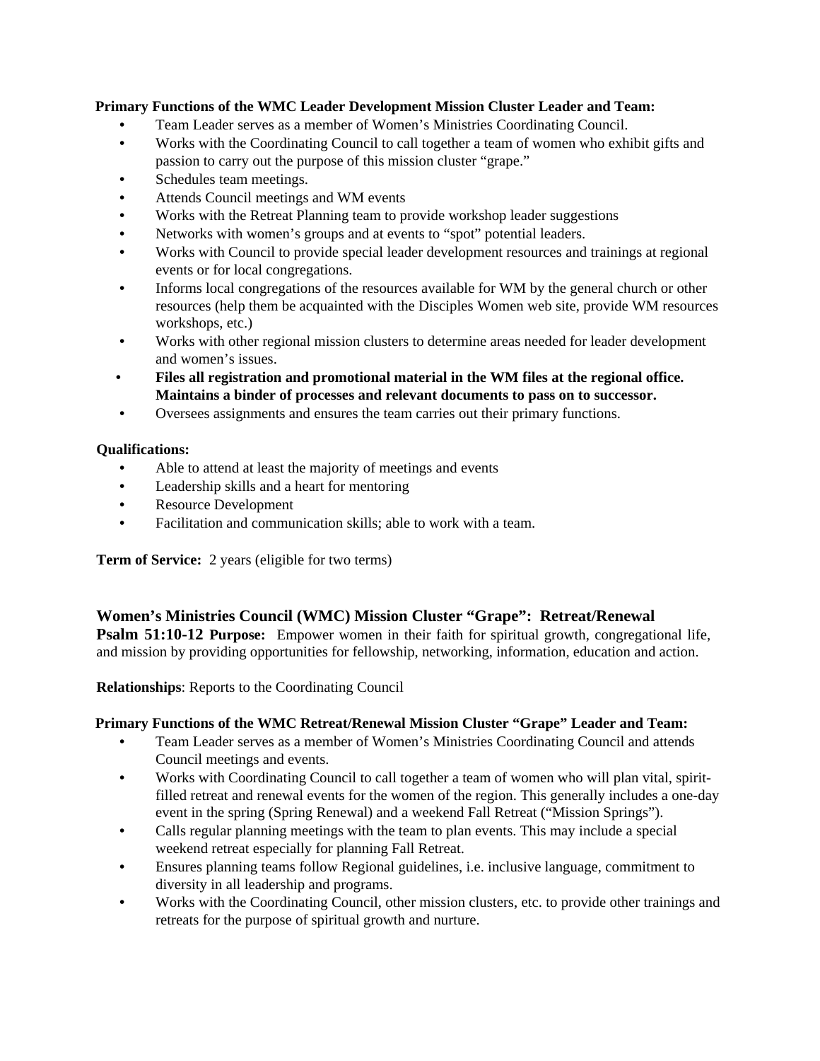**Primary Functions of the WMC Leader Development Mission Cluster Leader and Team:**

- Team Leader serves as a member of Women's Ministries Coordinating Council.
- Works with the Coordinating Council to call together a team of women who exhibit gifts and passion to carry out the purpose of this mission cluster "grape."
- Schedules team meetings.
- Attends Council meetings and WM events
- Works with the Retreat Planning team to provide workshop leader suggestions
- Networks with women's groups and at events to "spot" potential leaders.
- Works with Council to provide special leader development resources and trainings at regional events or for local congregations.
- Informs local congregations of the resources available for WM by the general church or other resources (help them be acquainted with the Disciples Women web site, provide WM resources workshops, etc.)
- Works with other regional mission clusters to determine areas needed for leader development and women's issues.
- **Files all registration and promotional material in the WM files at the regional office. Maintains a binder of processes and relevant documents to pass on to successor.**
- Oversees assignments and ensures the team carries out their primary functions.

**Qualifications:**

- Able to attend at least the majority of meetings and events
- Leadership skills and a heart for mentoring
- Resource Development
- Facilitation and communication skills; able to work with a team.

**Term of Service:** 2 years (eligible for two terms)

## Women's Ministries Council (WMC) Mission Cluster "Grape": Retreat/Renewal

**Psalm 51:10-12 Purpose:** Empower women in their faith for spiritual growth, congregational life, and mission by providing opportunities for fellowship, networking, information, education and action.

**Relationships**: Reports to the Coordinating Council

**Primary Functions of the WMC Retreat/Renewal Mission Cluster "Grape" Leader and Team:**

- Team Leader serves as a member of Women's Ministries Coordinating Council and attends Council meetings and events.
- Works with Coordinating Council to call together a team of women who will plan vital, spirit-filled retreat and renewal events for the women of the region. This generally includes a one-day event in the spring (Spring Renewal) and a weekend Fall Retreat ("Mission Springs").
- Calls regular planning meetings with the team to plan events. This may include a special weekend retreat especially for planning Fall Retreat.
- Ensures planning teams follow Regional guidelines, i.e. inclusive language, commitment to diversity in all leadership and programs.
- Works with the Coordinating Council, other mission clusters, etc. to provide other trainings and retreats for the purpose of spiritual growth and nurture.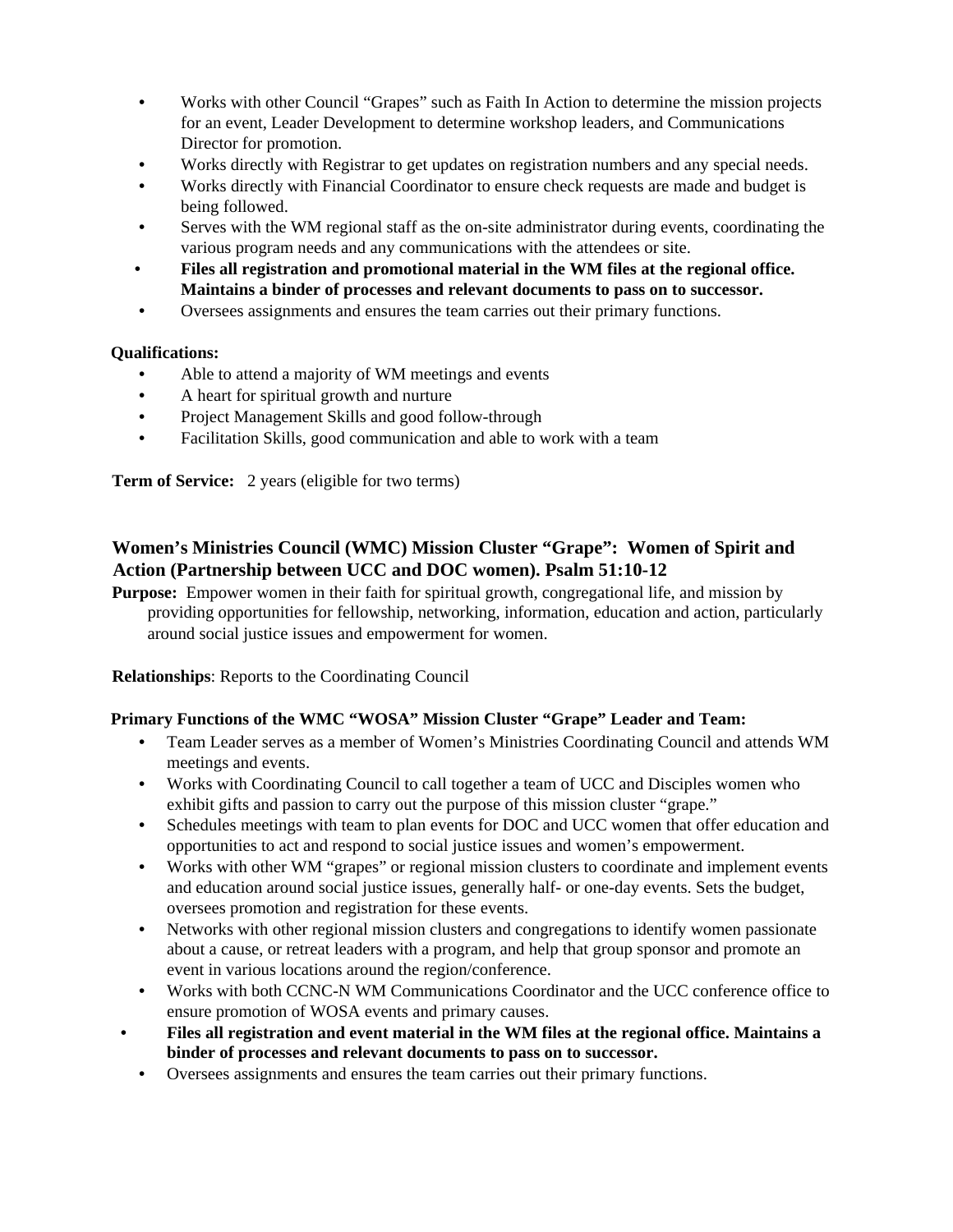- Works with other Council "Grapes" such as Faith In Action to determine the mission projects for an event, Leader Development to determine workshop leaders, and Communications Director for promotion.
- Works directly with Registrar to get updates on registration numbers and any special needs.
- Works directly with Financial Coordinator to ensure check requests are made and budget is being followed.
- Serves with the WM regional staff as the on-site administrator during events, coordinating the various program needs and any communications with the attendees or site.
- **Files all registration and promotional material in the WM files at the regional office. Maintains a binder of processes and relevant documents to pass on to successor.**
- Oversees assignments and ensures the team carries out their primary functions.

**Qualifications:**

- Able to attend a majority of WM meetings and events
- A heart for spiritual growth and nurture
- Project Management Skills and good follow-through
- Facilitation Skills, good communication and able to work with a team

**Term of Service:** 2 years (eligible for two terms)

## Women's Ministries Council (WMC) Mission Cluster "Grape": Women of Spirit and Action (Partnership between UCC and DOC women). Psalm 51:10-12

**Purpose:** Empower women in their faith for spiritual growth, congregational life, and mission by providing opportunities for fellowship, networking, information, education and action, particularly around social justice issues and empowerment for women.

**Relationships**: Reports to the Coordinating Council

**Primary Functions of the WMC "WOSA" Mission Cluster "Grape" Leader and Team:**

- Team Leader serves as a member of Women's Ministries Coordinating Council and attends WM meetings and events.
- Works with Coordinating Council to call together a team of UCC and Disciples women who exhibit gifts and passion to carry out the purpose of this mission cluster "grape."
- Schedules meetings with team to plan events for DOC and UCC women that offer education and opportunities to act and respond to social justice issues and women's empowerment.
- Works with other WM "grapes" or regional mission clusters to coordinate and implement events and education around social justice issues, generally half- or one-day events. Sets the budget, oversees promotion and registration for these events.
- Networks with other regional mission clusters and congregations to identify women passionate about a cause, or retreat leaders with a program, and help that group sponsor and promote an event in various locations around the region/conference.
- Works with both CCNC-N WM Communications Coordinator and the UCC conference office to ensure promotion of WOSA events and primary causes.
- **Files all registration and event material in the WM files at the regional office. Maintains a binder of processes and relevant documents to pass on to successor.**
- Oversees assignments and ensures the team carries out their primary functions.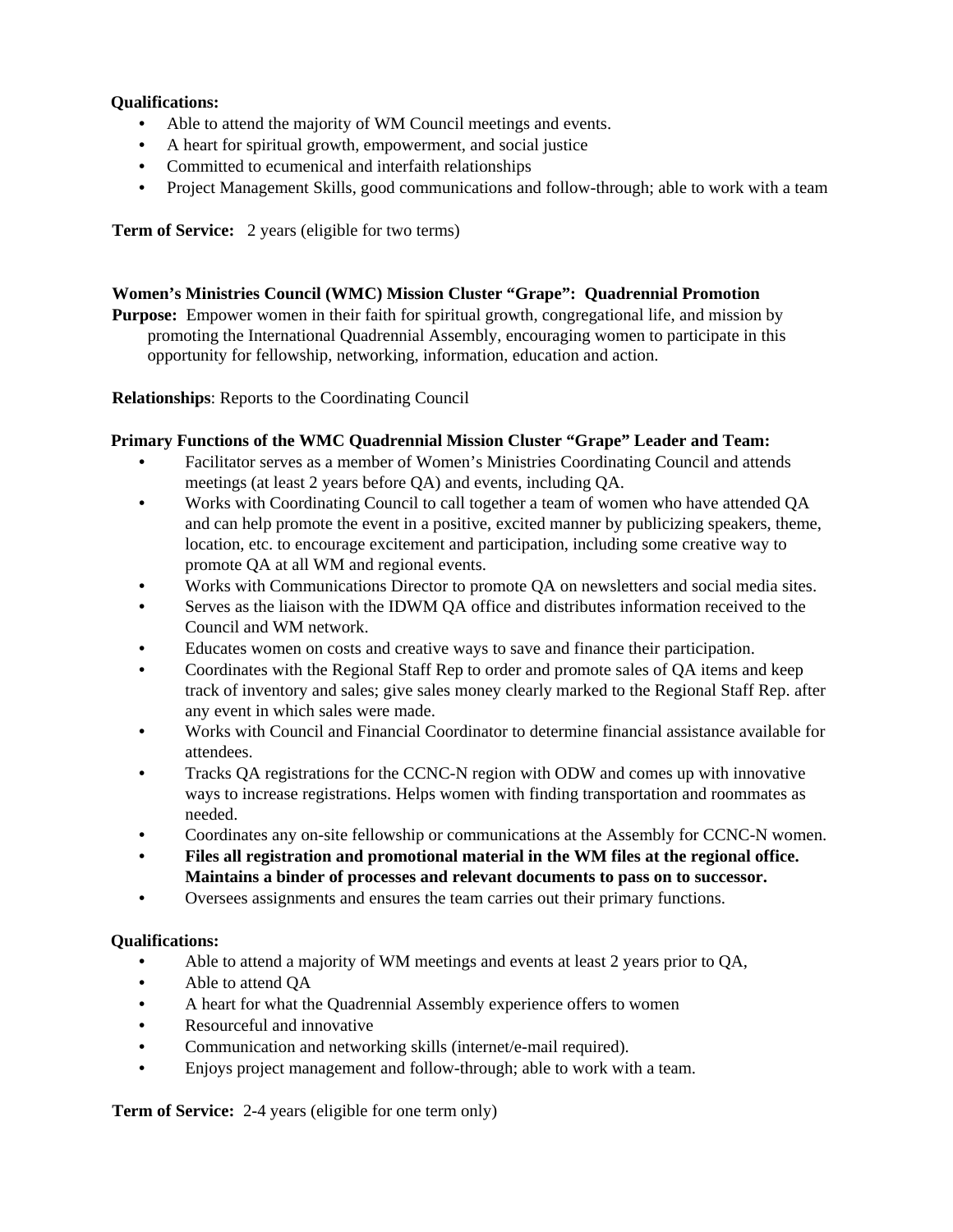**Qualifications:**

- Able to attend the majority of WM Council meetings and events.
- A heart for spiritual growth, empowerment, and social justice
- Committed to ecumenical and interfaith relationships
- Project Management Skills, good communications and follow-through; able to work with a team

**Term of Service:** 2 years (eligible for two terms)

**Women's Ministries Council (WMC) Mission Cluster "Grape": Quadrennial Promotion**

**Purpose:** Empower women in their faith for spiritual growth, congregational life, and mission by promoting the International Quadrennial Assembly, encouraging women to participate in this opportunity for fellowship, networking, information, education and action.

**Relationships**: Reports to the Coordinating Council

**Primary Functions of the WMC Quadrennial Mission Cluster "Grape" Leader and Team:**

- Facilitator serves as a member of Women's Ministries Coordinating Council and attends meetings (at least 2 years before QA) and events, including QA.
- Works with Coordinating Council to call together a team of women who have attended QA and can help promote the event in a positive, excited manner by publicizing speakers, theme, location, etc. to encourage excitement and participation, including some creative way to promote QA at all WM and regional events.
- Works with Communications Director to promote QA on newsletters and social media sites.
- Serves as the liaison with the IDWM QA office and distributes information received to the Council and WM network.
- Educates women on costs and creative ways to save and finance their participation.
- Coordinates with the Regional Staff Rep to order and promote sales of QA items and keep track of inventory and sales; give sales money clearly marked to the Regional Staff Rep. after any event in which sales were made.
- Works with Council and Financial Coordinator to determine financial assistance available for attendees.
- Tracks QA registrations for the CCNC-N region with ODW and comes up with innovative ways to increase registrations. Helps women with finding transportation and roommates as needed.
- Coordinates any on-site fellowship or communications at the Assembly for CCNC-N women.
- **Files all registration and promotional material in the WM files at the regional office. Maintains a binder of processes and relevant documents to pass on to successor.**
- Oversees assignments and ensures the team carries out their primary functions.

**Qualifications:**

- Able to attend a majority of WM meetings and events at least 2 years prior to QA,
- Able to attend QA
- A heart for what the Quadrennial Assembly experience offers to women
- Resourceful and innovative
- Communication and networking skills (internet/e-mail required).
- Enjoys project management and follow-through; able to work with a team.

**Term of Service:** 2-4 years (eligible for one term only)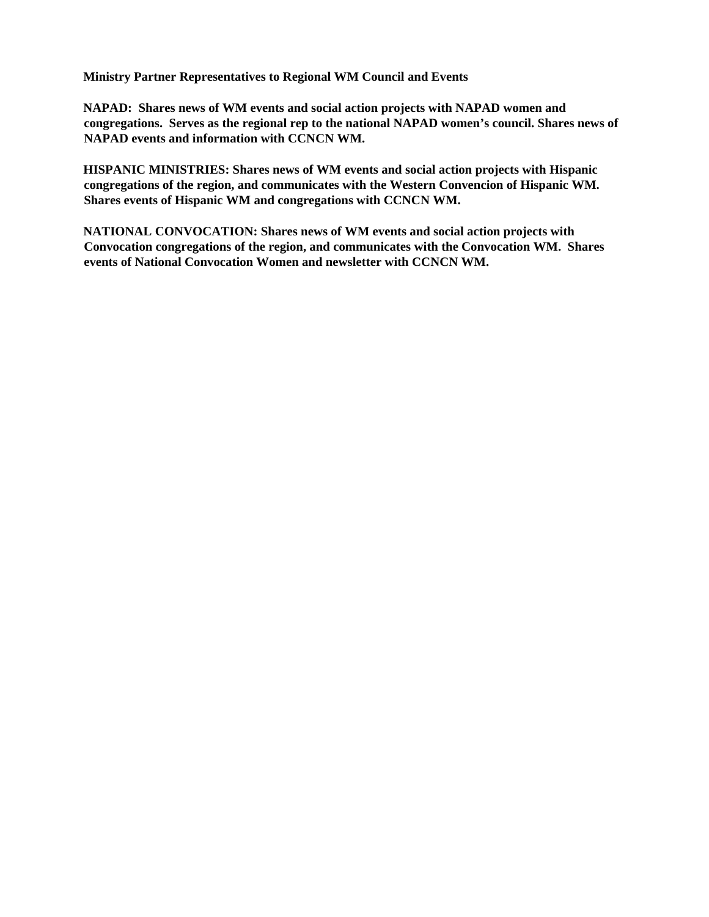**Ministry Partner Representatives to Regional WM Council and Events**

**NAPAD: Shares news of WM events and social action projects with NAPAD women and congregations. Serves as the regional rep to the national NAPAD women's council. Shares news of NAPAD events and information with CCNCN WM.**

**HISPANIC MINISTRIES: Shares news of WM events and social action projects with Hispanic congregations of the region, and communicates with the Western Convencion of Hispanic WM. Shares events of Hispanic WM and congregations with CCNCN WM.**

**NATIONAL CONVOCATION: Shares news of WM events and social action projects with Convocation congregations of the region, and communicates with the Convocation WM. Shares events of National Convocation Women and newsletter with CCNCN WM.**